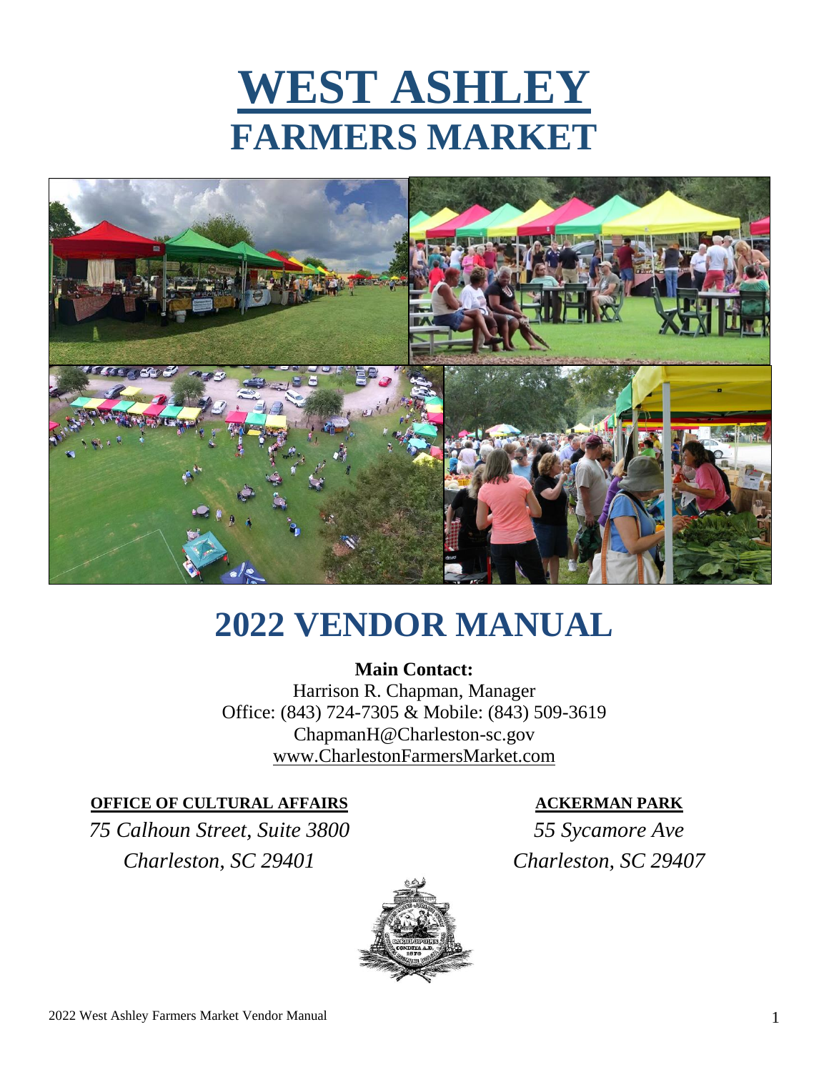# WEST ASHLEY
# FARMERS MARKET

# 2022 VENDOR MANUAL

**Main Contact:**
Harrison R. Chapman, Manager
Office: (843) 724-7305 & Mobile: (843) 509-3619
ChapmanH@Charleston-sc.gov
www.CharlestonFarmersMarket.com

**OFFICE OF CULTURAL AFFAIRS**
*75 Calhoun Street, Suite 3800*
*Charleston, SC 29401*

**ACKERMAN PARK**
*55 Sycamore Ave*
*Charleston, SC 29407*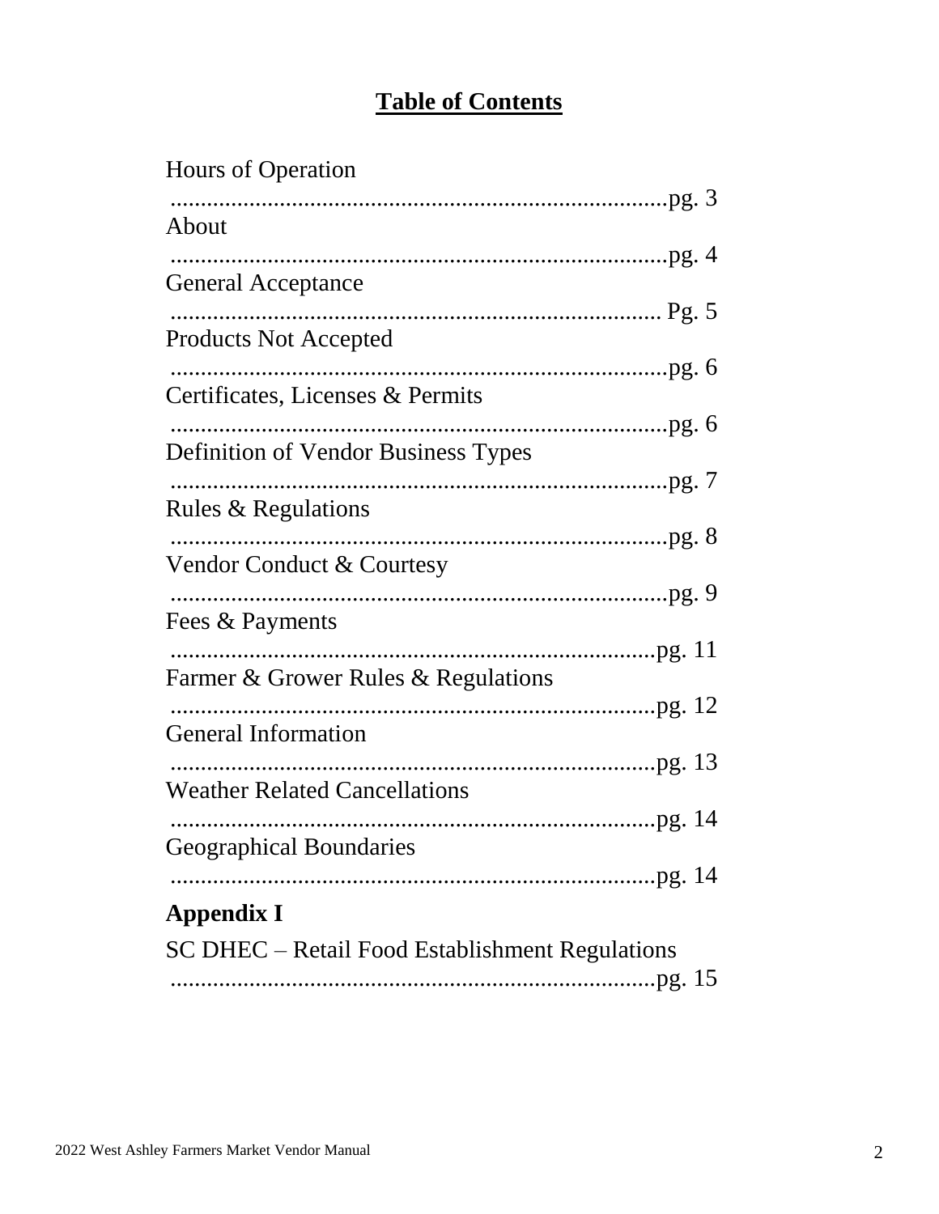# Table of Contents

Hours of Operation ....................................................................pg. 3
About ....................................................................pg. 4
General Acceptance .................................................................... Pg. 5
Products Not Accepted ....................................................................pg. 6
Certificates, Licenses & Permits ....................................................................pg. 6
Definition of Vendor Business Types ....................................................................pg. 7
Rules & Regulations ....................................................................pg. 8
Vendor Conduct & Courtesy ....................................................................pg. 9
Fees & Payments ....................................................................pg. 11
Farmer & Grower Rules & Regulations ....................................................................pg. 12
General Information ....................................................................pg. 13
Weather Related Cancellations ....................................................................pg. 14
Geographical Boundaries ....................................................................pg. 14

**Appendix I**

SC DHEC – Retail Food Establishment Regulations ....................................................................pg. 15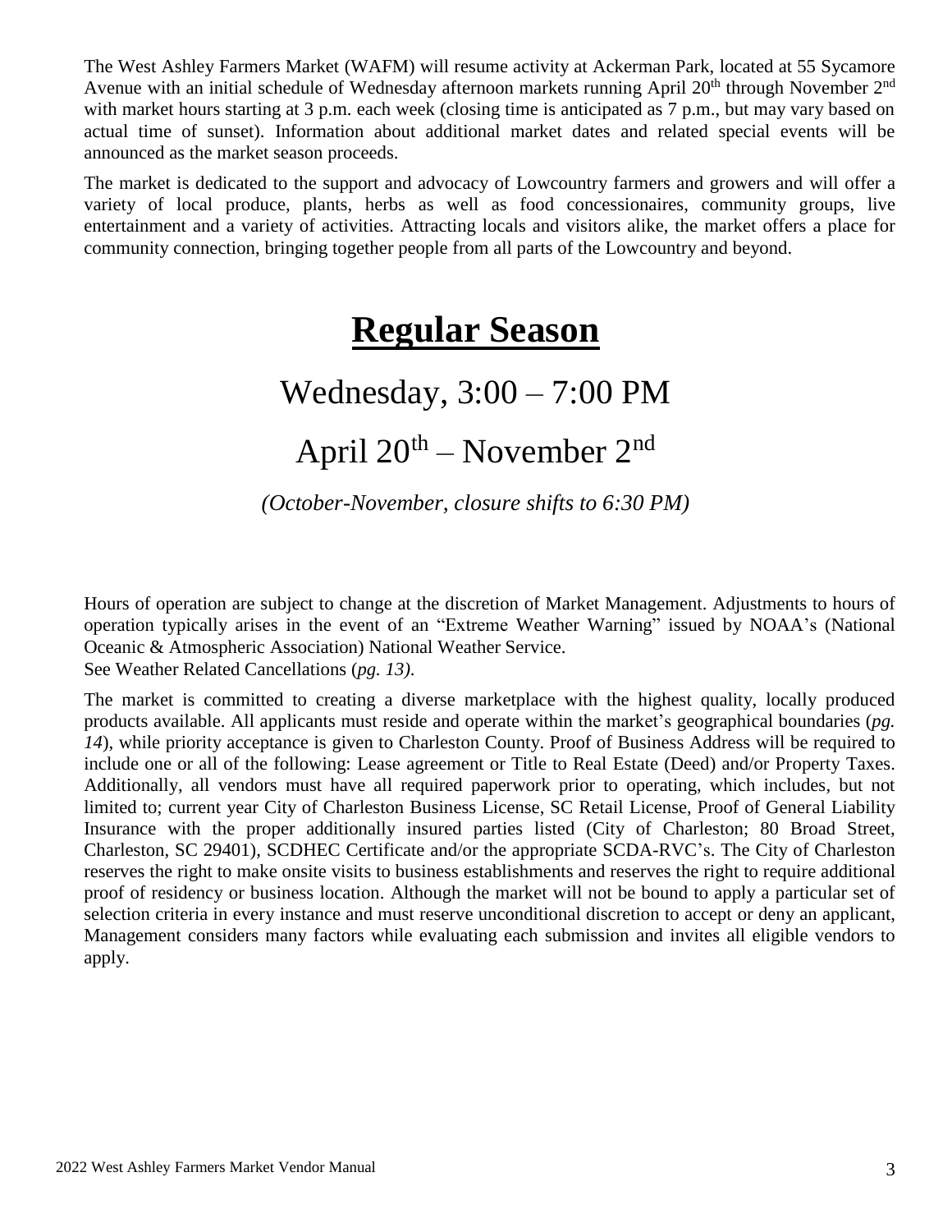The West Ashley Farmers Market (WAFM) will resume activity at Ackerman Park, located at 55 Sycamore Avenue with an initial schedule of Wednesday afternoon markets running April 20th through November 2nd with market hours starting at 3 p.m. each week (closing time is anticipated as 7 p.m., but may vary based on actual time of sunset). Information about additional market dates and related special events will be announced as the market season proceeds.

The market is dedicated to the support and advocacy of Lowcountry farmers and growers and will offer a variety of local produce, plants, herbs as well as food concessionaires, community groups, live entertainment and a variety of activities. Attracting locals and visitors alike, the market offers a place for community connection, bringing together people from all parts of the Lowcountry and beyond.

# Regular Season

## Wednesday, 3:00 – 7:00 PM

## April 20th – November 2nd

*(October-November, closure shifts to 6:30 PM)*

Hours of operation are subject to change at the discretion of Market Management. Adjustments to hours of operation typically arises in the event of an "Extreme Weather Warning" issued by NOAA's (National Oceanic & Atmospheric Association) National Weather Service.
See Weather Related Cancellations (*pg. 13)*.

The market is committed to creating a diverse marketplace with the highest quality, locally produced products available. All applicants must reside and operate within the market's geographical boundaries (*pg. 14*), while priority acceptance is given to Charleston County. Proof of Business Address will be required to include one or all of the following: Lease agreement or Title to Real Estate (Deed) and/or Property Taxes. Additionally, all vendors must have all required paperwork prior to operating, which includes, but not limited to; current year City of Charleston Business License, SC Retail License, Proof of General Liability Insurance with the proper additionally insured parties listed (City of Charleston; 80 Broad Street, Charleston, SC 29401), SCDHEC Certificate and/or the appropriate SCDA-RVC's. The City of Charleston reserves the right to make onsite visits to business establishments and reserves the right to require additional proof of residency or business location. Although the market will not be bound to apply a particular set of selection criteria in every instance and must reserve unconditional discretion to accept or deny an applicant, Management considers many factors while evaluating each submission and invites all eligible vendors to apply.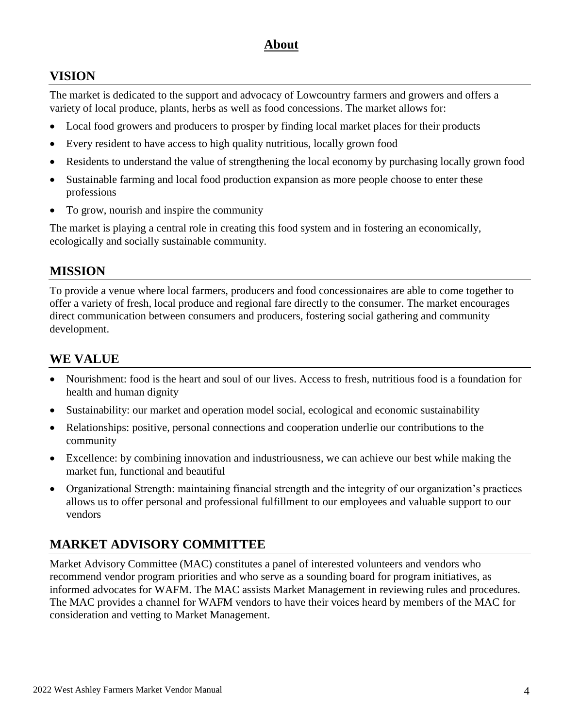# About

## VISION

The market is dedicated to the support and advocacy of Lowcountry farmers and growers and offers a variety of local produce, plants, herbs as well as food concessions. The market allows for:

- Local food growers and producers to prosper by finding local market places for their products
- Every resident to have access to high quality nutritious, locally grown food
- Residents to understand the value of strengthening the local economy by purchasing locally grown food
- Sustainable farming and local food production expansion as more people choose to enter these professions
- To grow, nourish and inspire the community

The market is playing a central role in creating this food system and in fostering an economically, ecologically and socially sustainable community.

## MISSION

To provide a venue where local farmers, producers and food concessionaires are able to come together to offer a variety of fresh, local produce and regional fare directly to the consumer. The market encourages direct communication between consumers and producers, fostering social gathering and community development.

## WE VALUE

- Nourishment: food is the heart and soul of our lives. Access to fresh, nutritious food is a foundation for health and human dignity
- Sustainability: our market and operation model social, ecological and economic sustainability
- Relationships: positive, personal connections and cooperation underlie our contributions to the community
- Excellence: by combining innovation and industriousness, we can achieve our best while making the market fun, functional and beautiful
- Organizational Strength: maintaining financial strength and the integrity of our organization's practices allows us to offer personal and professional fulfillment to our employees and valuable support to our vendors

## MARKET ADVISORY COMMITTEE

Market Advisory Committee (MAC) constitutes a panel of interested volunteers and vendors who recommend vendor program priorities and who serve as a sounding board for program initiatives, as informed advocates for WAFM. The MAC assists Market Management in reviewing rules and procedures. The MAC provides a channel for WAFM vendors to have their voices heard by members of the MAC for consideration and vetting to Market Management.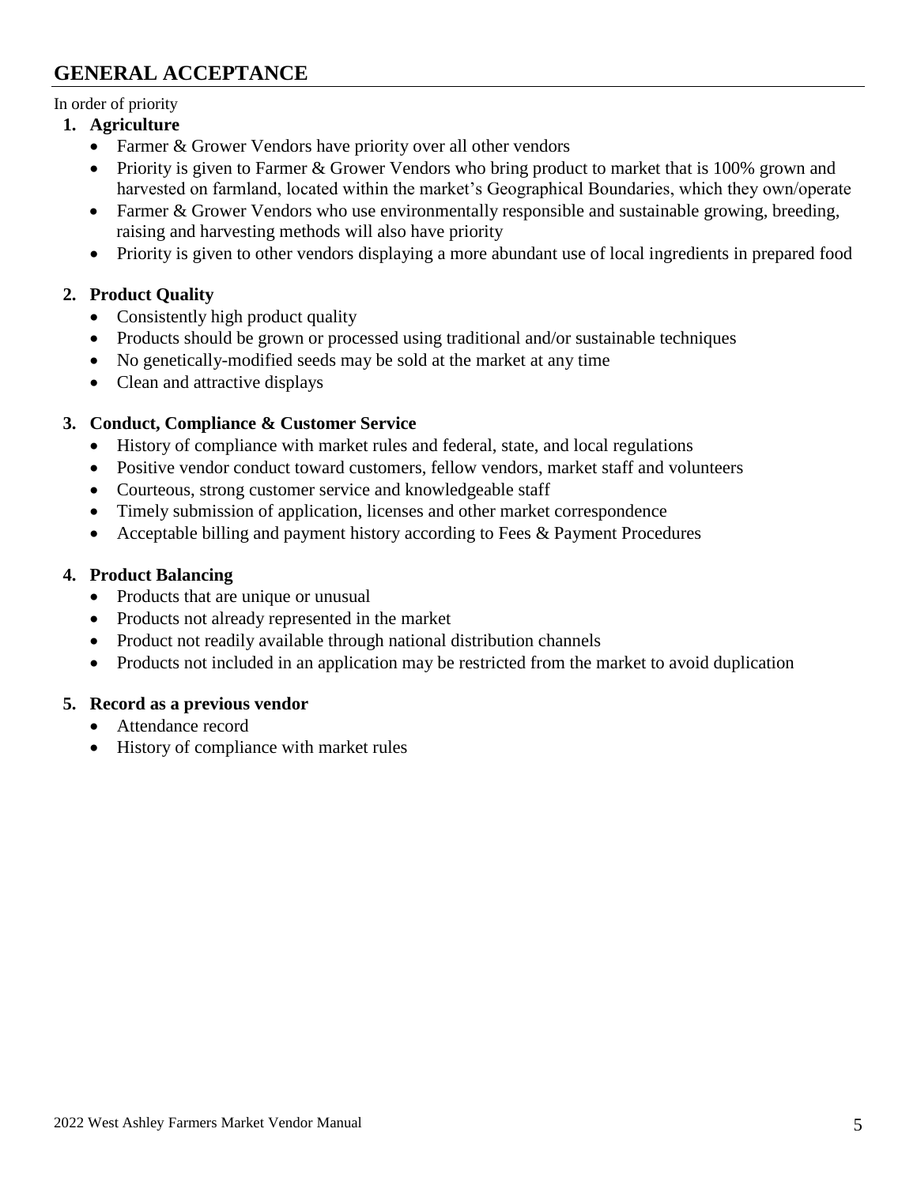## GENERAL ACCEPTANCE

In order of priority

1. **Agriculture**
   - Farmer & Grower Vendors have priority over all other vendors
   - Priority is given to Farmer & Grower Vendors who bring product to market that is 100% grown and harvested on farmland, located within the market's Geographical Boundaries, which they own/operate
   - Farmer & Grower Vendors who use environmentally responsible and sustainable growing, breeding, raising and harvesting methods will also have priority
   - Priority is given to other vendors displaying a more abundant use of local ingredients in prepared food

2. **Product Quality**
   - Consistently high product quality
   - Products should be grown or processed using traditional and/or sustainable techniques
   - No genetically-modified seeds may be sold at the market at any time
   - Clean and attractive displays

3. **Conduct, Compliance & Customer Service**
   - History of compliance with market rules and federal, state, and local regulations
   - Positive vendor conduct toward customers, fellow vendors, market staff and volunteers
   - Courteous, strong customer service and knowledgeable staff
   - Timely submission of application, licenses and other market correspondence
   - Acceptable billing and payment history according to Fees & Payment Procedures

4. **Product Balancing**
   - Products that are unique or unusual
   - Products not already represented in the market
   - Product not readily available through national distribution channels
   - Products not included in an application may be restricted from the market to avoid duplication

5. **Record as a previous vendor**
   - Attendance record
   - History of compliance with market rules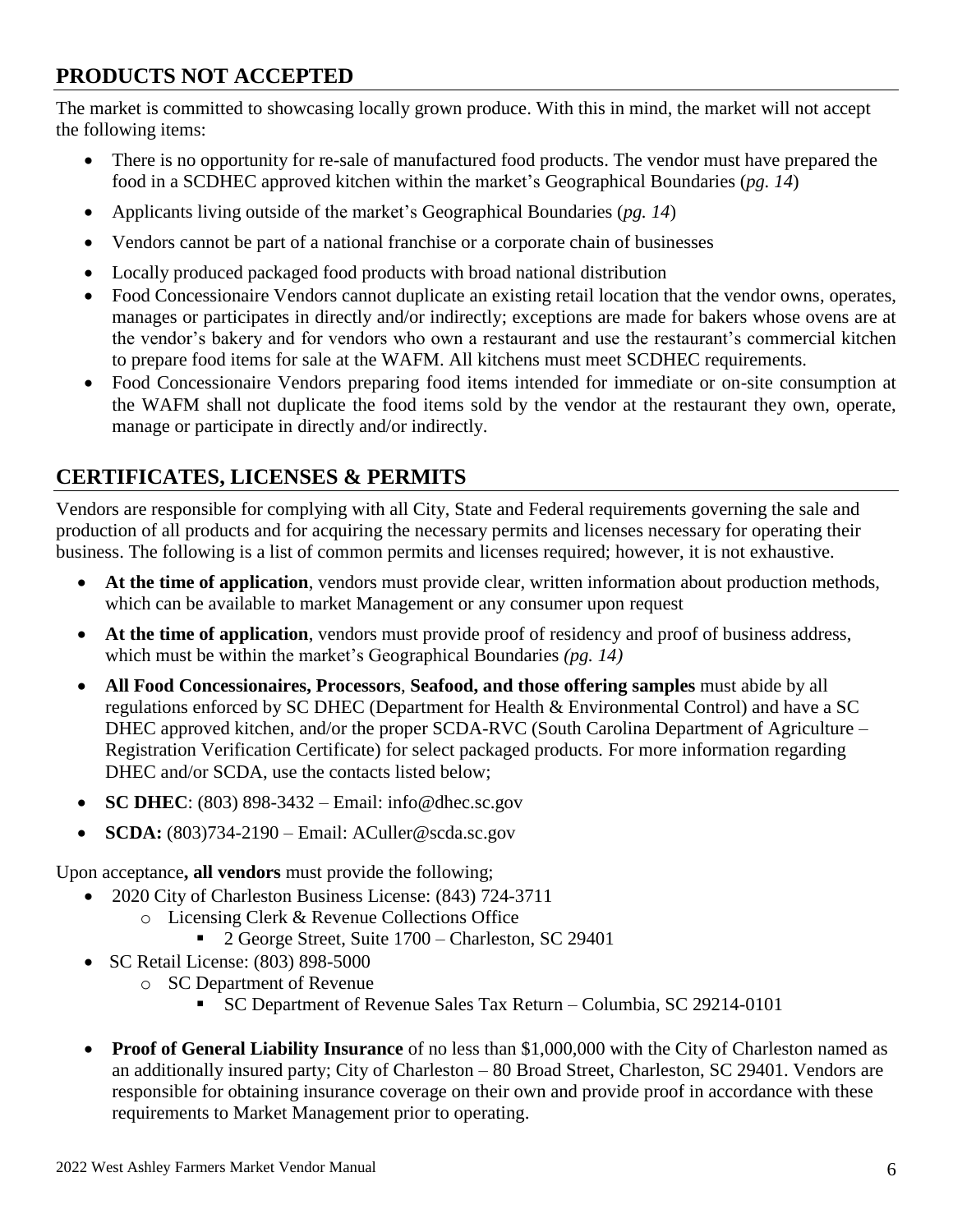## PRODUCTS NOT ACCEPTED

The market is committed to showcasing locally grown produce. With this in mind, the market will not accept the following items:

- There is no opportunity for re-sale of manufactured food products. The vendor must have prepared the food in a SCDHEC approved kitchen within the market's Geographical Boundaries (*pg. 14*)
- Applicants living outside of the market's Geographical Boundaries (*pg. 14*)
- Vendors cannot be part of a national franchise or a corporate chain of businesses
- Locally produced packaged food products with broad national distribution
- Food Concessionaire Vendors cannot duplicate an existing retail location that the vendor owns, operates, manages or participates in directly and/or indirectly; exceptions are made for bakers whose ovens are at the vendor's bakery and for vendors who own a restaurant and use the restaurant's commercial kitchen to prepare food items for sale at the WAFM. All kitchens must meet SCDHEC requirements.
- Food Concessionaire Vendors preparing food items intended for immediate or on-site consumption at the WAFM shall not duplicate the food items sold by the vendor at the restaurant they own, operate, manage or participate in directly and/or indirectly.

## CERTIFICATES, LICENSES & PERMITS

Vendors are responsible for complying with all City, State and Federal requirements governing the sale and production of all products and for acquiring the necessary permits and licenses necessary for operating their business. The following is a list of common permits and licenses required; however, it is not exhaustive.

- **At the time of application**, vendors must provide clear, written information about production methods, which can be available to market Management or any consumer upon request
- **At the time of application**, vendors must provide proof of residency and proof of business address, which must be within the market's Geographical Boundaries *(pg. 14)*
- **All Food Concessionaires, Processors**, **Seafood, and those offering samples** must abide by all regulations enforced by SC DHEC (Department for Health & Environmental Control) and have a SC DHEC approved kitchen, and/or the proper SCDA-RVC (South Carolina Department of Agriculture – Registration Verification Certificate) for select packaged products. For more information regarding DHEC and/or SCDA, use the contacts listed below;
- **SC DHEC**: (803) 898-3432 – Email: info@dhec.sc.gov
- **SCDA:** (803)734-2190 – Email: ACuller@scda.sc.gov

Upon acceptance**, all vendors** must provide the following;

- 2020 City of Charleston Business License: (843) 724-3711
  - Licensing Clerk & Revenue Collections Office
    - 2 George Street, Suite 1700 – Charleston, SC 29401
- SC Retail License: (803) 898-5000
  - SC Department of Revenue
    - SC Department of Revenue Sales Tax Return – Columbia, SC 29214-0101

- **Proof of General Liability Insurance** of no less than $1,000,000 with the City of Charleston named as an additionally insured party; City of Charleston – 80 Broad Street, Charleston, SC 29401. Vendors are responsible for obtaining insurance coverage on their own and provide proof in accordance with these requirements to Market Management prior to operating.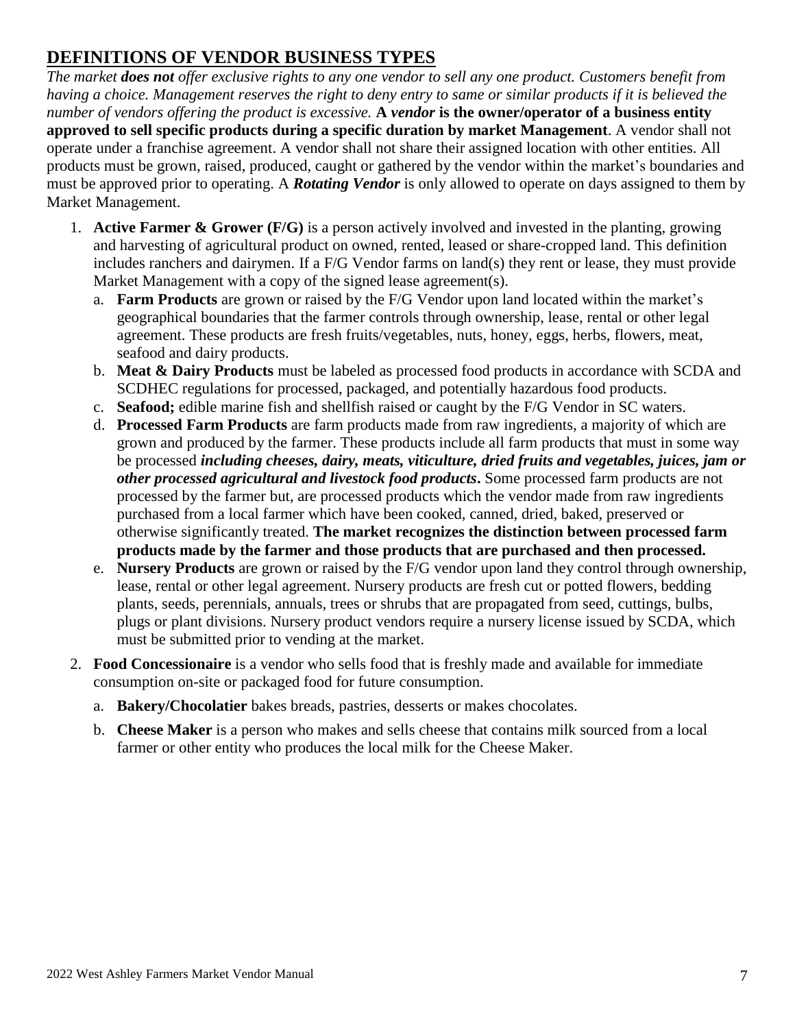## DEFINITIONS OF VENDOR BUSINESS TYPES

*The market **does not** offer exclusive rights to any one vendor to sell any one product. Customers benefit from having a choice. Management reserves the right to deny entry to same or similar products if it is believed the number of vendors offering the product is excessive.* **A *vendor* is the owner/operator of a business entity approved to sell specific products during a specific duration by market Management**. A vendor shall not operate under a franchise agreement. A vendor shall not share their assigned location with other entities. All products must be grown, raised, produced, caught or gathered by the vendor within the market's boundaries and must be approved prior to operating. A ***Rotating Vendor*** is only allowed to operate on days assigned to them by Market Management.

1. **Active Farmer & Grower (F/G)** is a person actively involved and invested in the planting, growing and harvesting of agricultural product on owned, rented, leased or share-cropped land. This definition includes ranchers and dairymen. If a F/G Vendor farms on land(s) they rent or lease, they must provide Market Management with a copy of the signed lease agreement(s).
   a. **Farm Products** are grown or raised by the F/G Vendor upon land located within the market's geographical boundaries that the farmer controls through ownership, lease, rental or other legal agreement. These products are fresh fruits/vegetables, nuts, honey, eggs, herbs, flowers, meat, seafood and dairy products.
   b. **Meat & Dairy Products** must be labeled as processed food products in accordance with SCDA and SCDHEC regulations for processed, packaged, and potentially hazardous food products.
   c. **Seafood;** edible marine fish and shellfish raised or caught by the F/G Vendor in SC waters.
   d. **Processed Farm Products** are farm products made from raw ingredients, a majority of which are grown and produced by the farmer. These products include all farm products that must in some way be processed ***including cheeses, dairy, meats, viticulture, dried fruits and vegetables, juices, jam or other processed agricultural and livestock food products*.** Some processed farm products are not processed by the farmer but, are processed products which the vendor made from raw ingredients purchased from a local farmer which have been cooked, canned, dried, baked, preserved or otherwise significantly treated. **The market recognizes the distinction between processed farm products made by the farmer and those products that are purchased and then processed.**
   e. **Nursery Products** are grown or raised by the F/G vendor upon land they control through ownership, lease, rental or other legal agreement. Nursery products are fresh cut or potted flowers, bedding plants, seeds, perennials, annuals, trees or shrubs that are propagated from seed, cuttings, bulbs, plugs or plant divisions. Nursery product vendors require a nursery license issued by SCDA, which must be submitted prior to vending at the market.
2. **Food Concessionaire** is a vendor who sells food that is freshly made and available for immediate consumption on-site or packaged food for future consumption.
   a. **Bakery/Chocolatier** bakes breads, pastries, desserts or makes chocolates.
   b. **Cheese Maker** is a person who makes and sells cheese that contains milk sourced from a local farmer or other entity who produces the local milk for the Cheese Maker.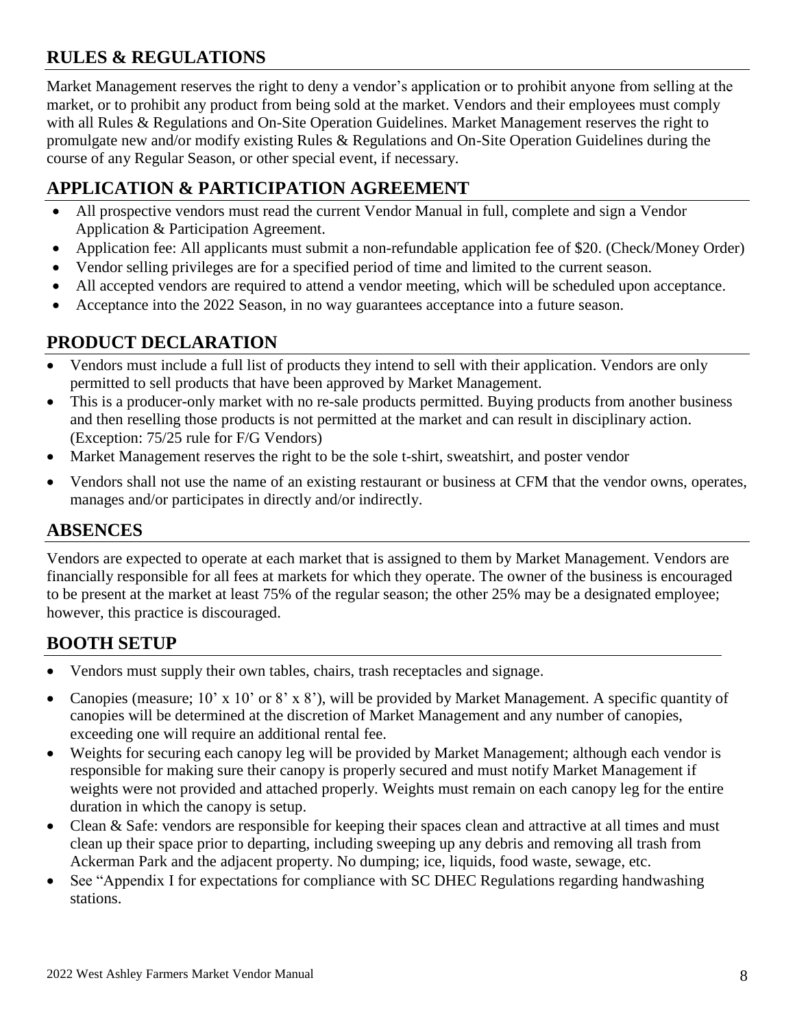## RULES & REGULATIONS

Market Management reserves the right to deny a vendor's application or to prohibit anyone from selling at the market, or to prohibit any product from being sold at the market. Vendors and their employees must comply with all Rules & Regulations and On-Site Operation Guidelines. Market Management reserves the right to promulgate new and/or modify existing Rules & Regulations and On-Site Operation Guidelines during the course of any Regular Season, or other special event, if necessary.

## APPLICATION & PARTICIPATION AGREEMENT

- All prospective vendors must read the current Vendor Manual in full, complete and sign a Vendor Application & Participation Agreement.
- Application fee: All applicants must submit a non-refundable application fee of $20. (Check/Money Order)
- Vendor selling privileges are for a specified period of time and limited to the current season.
- All accepted vendors are required to attend a vendor meeting, which will be scheduled upon acceptance.
- Acceptance into the 2022 Season, in no way guarantees acceptance into a future season.

## PRODUCT DECLARATION

- Vendors must include a full list of products they intend to sell with their application. Vendors are only permitted to sell products that have been approved by Market Management.
- This is a producer-only market with no re-sale products permitted. Buying products from another business and then reselling those products is not permitted at the market and can result in disciplinary action. (Exception: 75/25 rule for F/G Vendors)
- Market Management reserves the right to be the sole t-shirt, sweatshirt, and poster vendor
- Vendors shall not use the name of an existing restaurant or business at CFM that the vendor owns, operates, manages and/or participates in directly and/or indirectly.

## ABSENCES

Vendors are expected to operate at each market that is assigned to them by Market Management. Vendors are financially responsible for all fees at markets for which they operate. The owner of the business is encouraged to be present at the market at least 75% of the regular season; the other 25% may be a designated employee; however, this practice is discouraged.

## BOOTH SETUP

- Vendors must supply their own tables, chairs, trash receptacles and signage.
- Canopies (measure; 10' x 10' or 8' x 8'), will be provided by Market Management. A specific quantity of canopies will be determined at the discretion of Market Management and any number of canopies, exceeding one will require an additional rental fee.
- Weights for securing each canopy leg will be provided by Market Management; although each vendor is responsible for making sure their canopy is properly secured and must notify Market Management if weights were not provided and attached properly. Weights must remain on each canopy leg for the entire duration in which the canopy is setup.
- Clean & Safe: vendors are responsible for keeping their spaces clean and attractive at all times and must clean up their space prior to departing, including sweeping up any debris and removing all trash from Ackerman Park and the adjacent property. No dumping; ice, liquids, food waste, sewage, etc.
- See "Appendix I for expectations for compliance with SC DHEC Regulations regarding handwashing stations.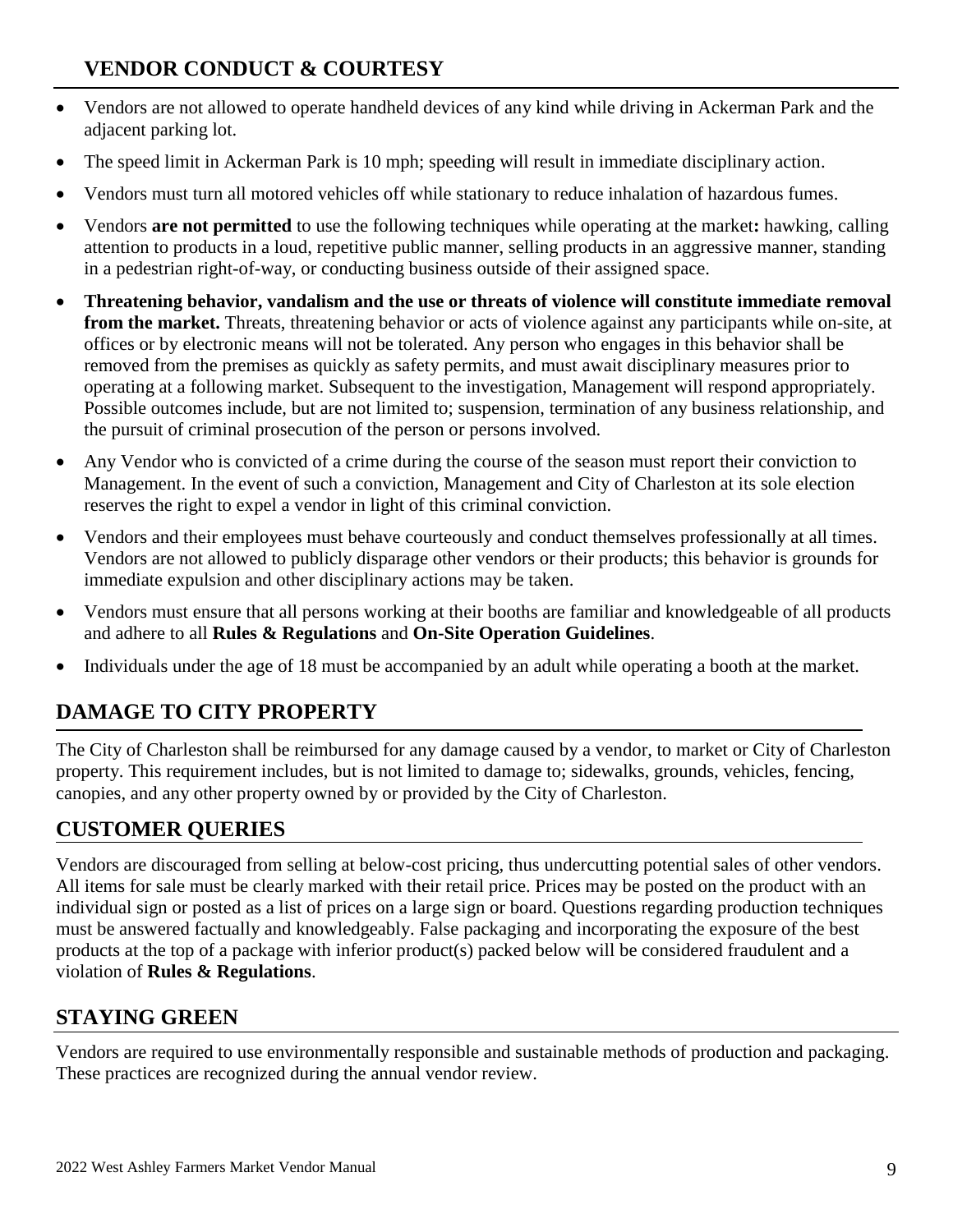## VENDOR CONDUCT & COURTESY

- Vendors are not allowed to operate handheld devices of any kind while driving in Ackerman Park and the adjacent parking lot.
- The speed limit in Ackerman Park is 10 mph; speeding will result in immediate disciplinary action.
- Vendors must turn all motored vehicles off while stationary to reduce inhalation of hazardous fumes.
- Vendors **are not permitted** to use the following techniques while operating at the market**:** hawking, calling attention to products in a loud, repetitive public manner, selling products in an aggressive manner, standing in a pedestrian right-of-way, or conducting business outside of their assigned space.
- **Threatening behavior, vandalism and the use or threats of violence will constitute immediate removal from the market.** Threats, threatening behavior or acts of violence against any participants while on-site, at offices or by electronic means will not be tolerated. Any person who engages in this behavior shall be removed from the premises as quickly as safety permits, and must await disciplinary measures prior to operating at a following market. Subsequent to the investigation, Management will respond appropriately. Possible outcomes include, but are not limited to; suspension, termination of any business relationship, and the pursuit of criminal prosecution of the person or persons involved.
- Any Vendor who is convicted of a crime during the course of the season must report their conviction to Management. In the event of such a conviction, Management and City of Charleston at its sole election reserves the right to expel a vendor in light of this criminal conviction.
- Vendors and their employees must behave courteously and conduct themselves professionally at all times. Vendors are not allowed to publicly disparage other vendors or their products; this behavior is grounds for immediate expulsion and other disciplinary actions may be taken.
- Vendors must ensure that all persons working at their booths are familiar and knowledgeable of all products and adhere to all **Rules & Regulations** and **On-Site Operation Guidelines**.
- Individuals under the age of 18 must be accompanied by an adult while operating a booth at the market.

## DAMAGE TO CITY PROPERTY

The City of Charleston shall be reimbursed for any damage caused by a vendor, to market or City of Charleston property. This requirement includes, but is not limited to damage to; sidewalks, grounds, vehicles, fencing, canopies, and any other property owned by or provided by the City of Charleston.

## CUSTOMER QUERIES

Vendors are discouraged from selling at below-cost pricing, thus undercutting potential sales of other vendors. All items for sale must be clearly marked with their retail price. Prices may be posted on the product with an individual sign or posted as a list of prices on a large sign or board. Questions regarding production techniques must be answered factually and knowledgeably. False packaging and incorporating the exposure of the best products at the top of a package with inferior product(s) packed below will be considered fraudulent and a violation of **Rules & Regulations**.

## STAYING GREEN

Vendors are required to use environmentally responsible and sustainable methods of production and packaging. These practices are recognized during the annual vendor review.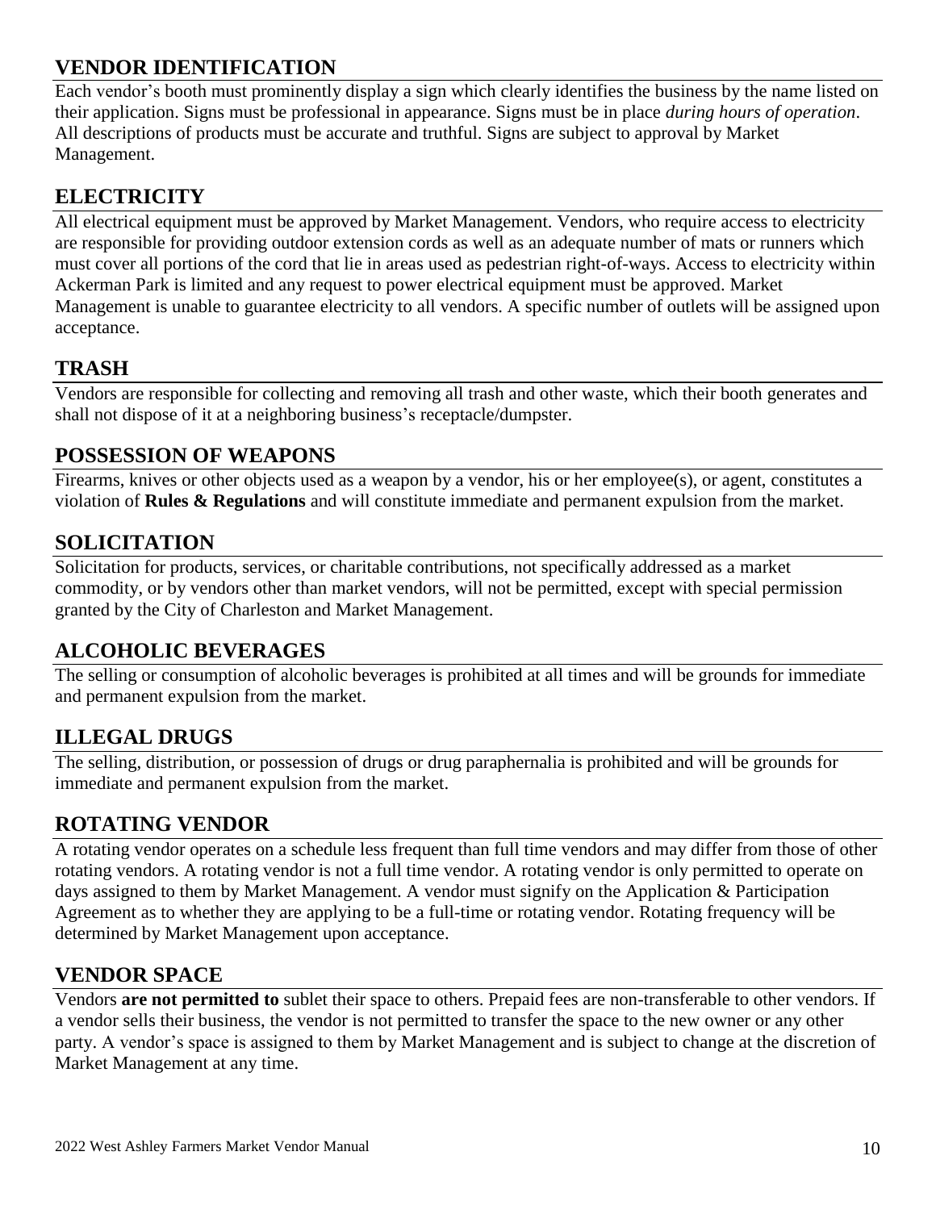## VENDOR IDENTIFICATION

Each vendor's booth must prominently display a sign which clearly identifies the business by the name listed on their application. Signs must be professional in appearance. Signs must be in place *during hours of operation*. All descriptions of products must be accurate and truthful. Signs are subject to approval by Market Management.

## ELECTRICITY

All electrical equipment must be approved by Market Management. Vendors, who require access to electricity are responsible for providing outdoor extension cords as well as an adequate number of mats or runners which must cover all portions of the cord that lie in areas used as pedestrian right-of-ways. Access to electricity within Ackerman Park is limited and any request to power electrical equipment must be approved. Market Management is unable to guarantee electricity to all vendors. A specific number of outlets will be assigned upon acceptance.

## TRASH

Vendors are responsible for collecting and removing all trash and other waste, which their booth generates and shall not dispose of it at a neighboring business's receptacle/dumpster.

## POSSESSION OF WEAPONS

Firearms, knives or other objects used as a weapon by a vendor, his or her employee(s), or agent, constitutes a violation of **Rules & Regulations** and will constitute immediate and permanent expulsion from the market.

## SOLICITATION

Solicitation for products, services, or charitable contributions, not specifically addressed as a market commodity, or by vendors other than market vendors, will not be permitted, except with special permission granted by the City of Charleston and Market Management.

## ALCOHOLIC BEVERAGES

The selling or consumption of alcoholic beverages is prohibited at all times and will be grounds for immediate and permanent expulsion from the market.

## ILLEGAL DRUGS

The selling, distribution, or possession of drugs or drug paraphernalia is prohibited and will be grounds for immediate and permanent expulsion from the market.

## ROTATING VENDOR

A rotating vendor operates on a schedule less frequent than full time vendors and may differ from those of other rotating vendors. A rotating vendor is not a full time vendor. A rotating vendor is only permitted to operate on days assigned to them by Market Management. A vendor must signify on the Application & Participation Agreement as to whether they are applying to be a full-time or rotating vendor. Rotating frequency will be determined by Market Management upon acceptance.

## VENDOR SPACE

Vendors **are not permitted to** sublet their space to others. Prepaid fees are non-transferable to other vendors. If a vendor sells their business, the vendor is not permitted to transfer the space to the new owner or any other party. A vendor's space is assigned to them by Market Management and is subject to change at the discretion of Market Management at any time.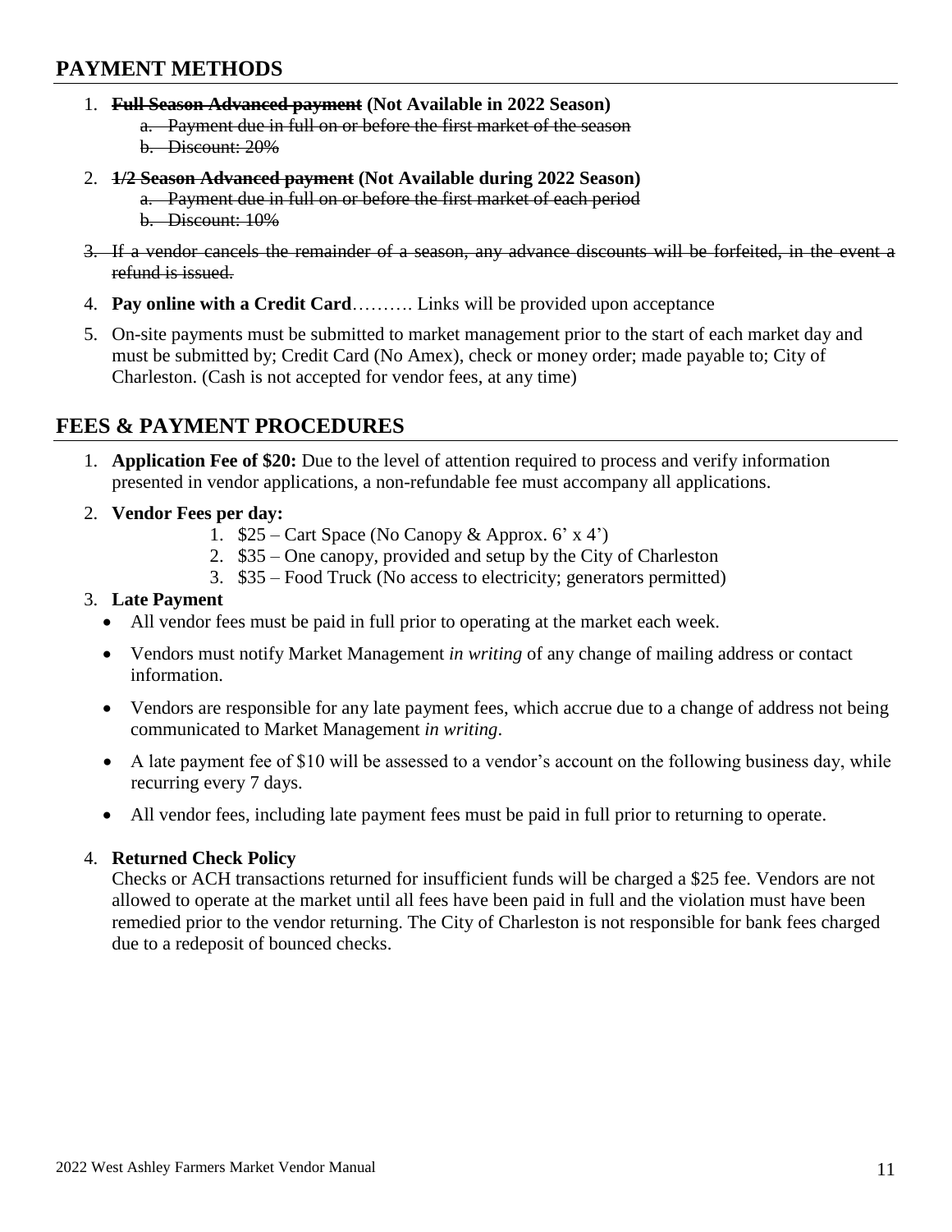## PAYMENT METHODS

1. ~~**Full Season Advanced payment**~~ **(Not Available in 2022 Season)**
   a. ~~Payment due in full on or before the first market of the season~~
   b. ~~Discount: 20%~~
2. ~~**1/2 Season Advanced payment**~~ **(Not Available during 2022 Season)**
   a. ~~Payment due in full on or before the first market of each period~~
   b. ~~Discount: 10%~~
3. ~~If a vendor cancels the remainder of a season, any advance discounts will be forfeited, in the event a refund is issued.~~
4. **Pay online with a Credit Card**………. Links will be provided upon acceptance
5. On-site payments must be submitted to market management prior to the start of each market day and must be submitted by; Credit Card (No Amex), check or money order; made payable to; City of Charleston. (Cash is not accepted for vendor fees, at any time)

## FEES & PAYMENT PROCEDURES

1. **Application Fee of $20:** Due to the level of attention required to process and verify information presented in vendor applications, a non-refundable fee must accompany all applications.
2. **Vendor Fees per day:**
   1. $25 – Cart Space (No Canopy & Approx. 6' x 4')
   2. $35 – One canopy, provided and setup by the City of Charleston
   3. $35 – Food Truck (No access to electricity; generators permitted)
3. **Late Payment**
   - All vendor fees must be paid in full prior to operating at the market each week.
   - Vendors must notify Market Management *in writing* of any change of mailing address or contact information.
   - Vendors are responsible for any late payment fees, which accrue due to a change of address not being communicated to Market Management *in writing*.
   - A late payment fee of $10 will be assessed to a vendor's account on the following business day, while recurring every 7 days.
   - All vendor fees, including late payment fees must be paid in full prior to returning to operate.
4. **Returned Check Policy**
   Checks or ACH transactions returned for insufficient funds will be charged a $25 fee. Vendors are not allowed to operate at the market until all fees have been paid in full and the violation must have been remedied prior to the vendor returning. The City of Charleston is not responsible for bank fees charged due to a redeposit of bounced checks.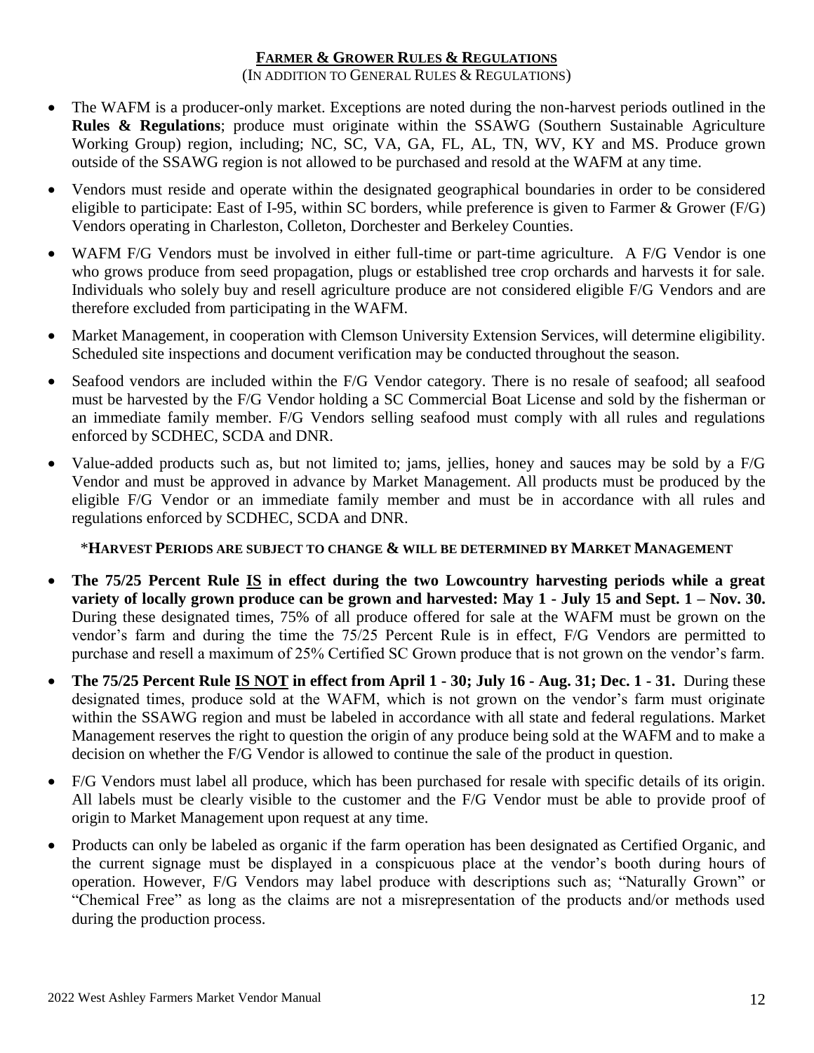## FARMER & GROWER RULES & REGULATIONS

(IN ADDITION TO GENERAL RULES & REGULATIONS)

- The WAFM is a producer-only market. Exceptions are noted during the non-harvest periods outlined in the **Rules & Regulations**; produce must originate within the SSAWG (Southern Sustainable Agriculture Working Group) region, including; NC, SC, VA, GA, FL, AL, TN, WV, KY and MS. Produce grown outside of the SSAWG region is not allowed to be purchased and resold at the WAFM at any time.
- Vendors must reside and operate within the designated geographical boundaries in order to be considered eligible to participate: East of I-95, within SC borders, while preference is given to Farmer & Grower (F/G) Vendors operating in Charleston, Colleton, Dorchester and Berkeley Counties.
- WAFM F/G Vendors must be involved in either full-time or part-time agriculture. A F/G Vendor is one who grows produce from seed propagation, plugs or established tree crop orchards and harvests it for sale. Individuals who solely buy and resell agriculture produce are not considered eligible F/G Vendors and are therefore excluded from participating in the WAFM.
- Market Management, in cooperation with Clemson University Extension Services, will determine eligibility. Scheduled site inspections and document verification may be conducted throughout the season.
- Seafood vendors are included within the F/G Vendor category. There is no resale of seafood; all seafood must be harvested by the F/G Vendor holding a SC Commercial Boat License and sold by the fisherman or an immediate family member. F/G Vendors selling seafood must comply with all rules and regulations enforced by SCDHEC, SCDA and DNR.
- Value-added products such as, but not limited to; jams, jellies, honey and sauces may be sold by a F/G Vendor and must be approved in advance by Market Management. All products must be produced by the eligible F/G Vendor or an immediate family member and must be in accordance with all rules and regulations enforced by SCDHEC, SCDA and DNR.

**\*HARVEST PERIODS ARE SUBJECT TO CHANGE & WILL BE DETERMINED BY MARKET MANAGEMENT**

- **The 75/25 Percent Rule <u>IS</u> in effect during the two Lowcountry harvesting periods while a great variety of locally grown produce can be grown and harvested: May 1 - July 15 and Sept. 1 – Nov. 30.** During these designated times, 75% of all produce offered for sale at the WAFM must be grown on the vendor's farm and during the time the 75/25 Percent Rule is in effect, F/G Vendors are permitted to purchase and resell a maximum of 25% Certified SC Grown produce that is not grown on the vendor's farm.
- **The 75/25 Percent Rule <u>IS NOT</u> in effect from April 1 - 30; July 16 - Aug. 31; Dec. 1 - 31.** During these designated times, produce sold at the WAFM, which is not grown on the vendor's farm must originate within the SSAWG region and must be labeled in accordance with all state and federal regulations. Market Management reserves the right to question the origin of any produce being sold at the WAFM and to make a decision on whether the F/G Vendor is allowed to continue the sale of the product in question.
- F/G Vendors must label all produce, which has been purchased for resale with specific details of its origin. All labels must be clearly visible to the customer and the F/G Vendor must be able to provide proof of origin to Market Management upon request at any time.
- Products can only be labeled as organic if the farm operation has been designated as Certified Organic, and the current signage must be displayed in a conspicuous place at the vendor's booth during hours of operation. However, F/G Vendors may label produce with descriptions such as; "Naturally Grown" or "Chemical Free" as long as the claims are not a misrepresentation of the products and/or methods used during the production process.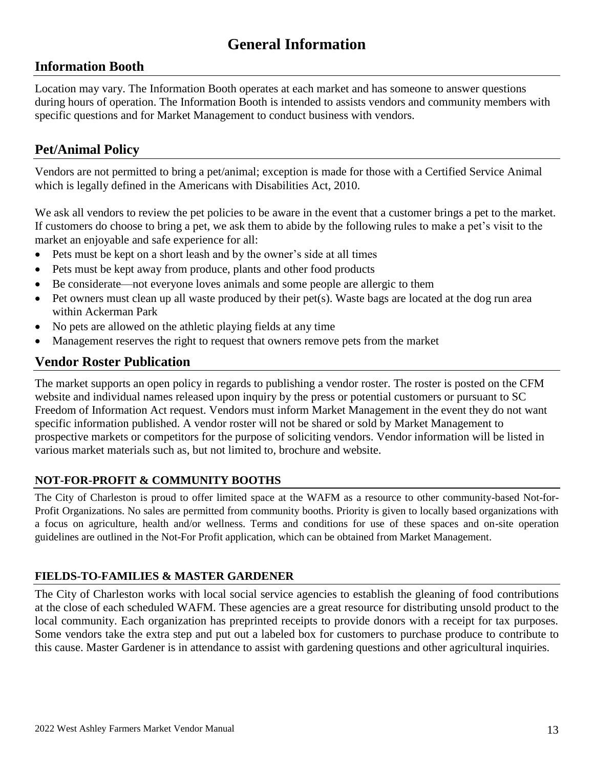# General Information

## Information Booth

Location may vary. The Information Booth operates at each market and has someone to answer questions during hours of operation. The Information Booth is intended to assists vendors and community members with specific questions and for Market Management to conduct business with vendors.

## Pet/Animal Policy

Vendors are not permitted to bring a pet/animal; exception is made for those with a Certified Service Animal which is legally defined in the Americans with Disabilities Act, 2010.

We ask all vendors to review the pet policies to be aware in the event that a customer brings a pet to the market. If customers do choose to bring a pet, we ask them to abide by the following rules to make a pet's visit to the market an enjoyable and safe experience for all:

- Pets must be kept on a short leash and by the owner's side at all times
- Pets must be kept away from produce, plants and other food products
- Be considerate—not everyone loves animals and some people are allergic to them
- Pet owners must clean up all waste produced by their pet(s). Waste bags are located at the dog run area within Ackerman Park
- No pets are allowed on the athletic playing fields at any time
- Management reserves the right to request that owners remove pets from the market

## Vendor Roster Publication

The market supports an open policy in regards to publishing a vendor roster. The roster is posted on the CFM website and individual names released upon inquiry by the press or potential customers or pursuant to SC Freedom of Information Act request. Vendors must inform Market Management in the event they do not want specific information published. A vendor roster will not be shared or sold by Market Management to prospective markets or competitors for the purpose of soliciting vendors. Vendor information will be listed in various market materials such as, but not limited to, brochure and website.

### NOT-FOR-PROFIT & COMMUNITY BOOTHS

The City of Charleston is proud to offer limited space at the WAFM as a resource to other community-based Not-for-Profit Organizations. No sales are permitted from community booths. Priority is given to locally based organizations with a focus on agriculture, health and/or wellness. Terms and conditions for use of these spaces and on-site operation guidelines are outlined in the Not-For Profit application, which can be obtained from Market Management.

### FIELDS-TO-FAMILIES & MASTER GARDENER

The City of Charleston works with local social service agencies to establish the gleaning of food contributions at the close of each scheduled WAFM. These agencies are a great resource for distributing unsold product to the local community. Each organization has preprinted receipts to provide donors with a receipt for tax purposes. Some vendors take the extra step and put out a labeled box for customers to purchase produce to contribute to this cause. Master Gardener is in attendance to assist with gardening questions and other agricultural inquiries.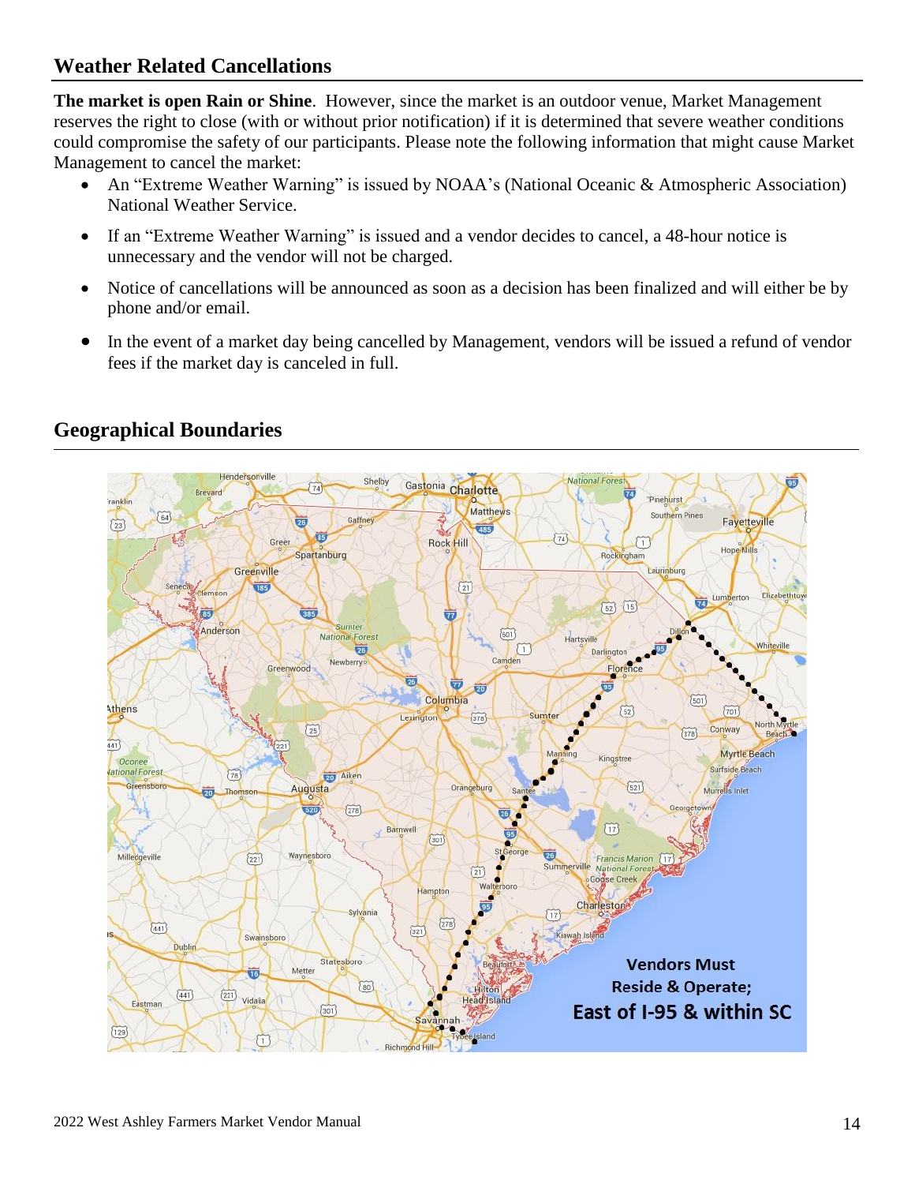## Weather Related Cancellations

**The market is open Rain or Shine**. However, since the market is an outdoor venue, Market Management reserves the right to close (with or without prior notification) if it is determined that severe weather conditions could compromise the safety of our participants. Please note the following information that might cause Market Management to cancel the market:

- An "Extreme Weather Warning" is issued by NOAA's (National Oceanic & Atmospheric Association) National Weather Service.
- If an "Extreme Weather Warning" is issued and a vendor decides to cancel, a 48-hour notice is unnecessary and the vendor will not be charged.
- Notice of cancellations will be announced as soon as a decision has been finalized and will either be by phone and/or email.
- In the event of a market day being cancelled by Management, vendors will be issued a refund of vendor fees if the market day is canceled in full.

## Geographical Boundaries

Vendors Must Reside & Operate; East of I-95 & within SC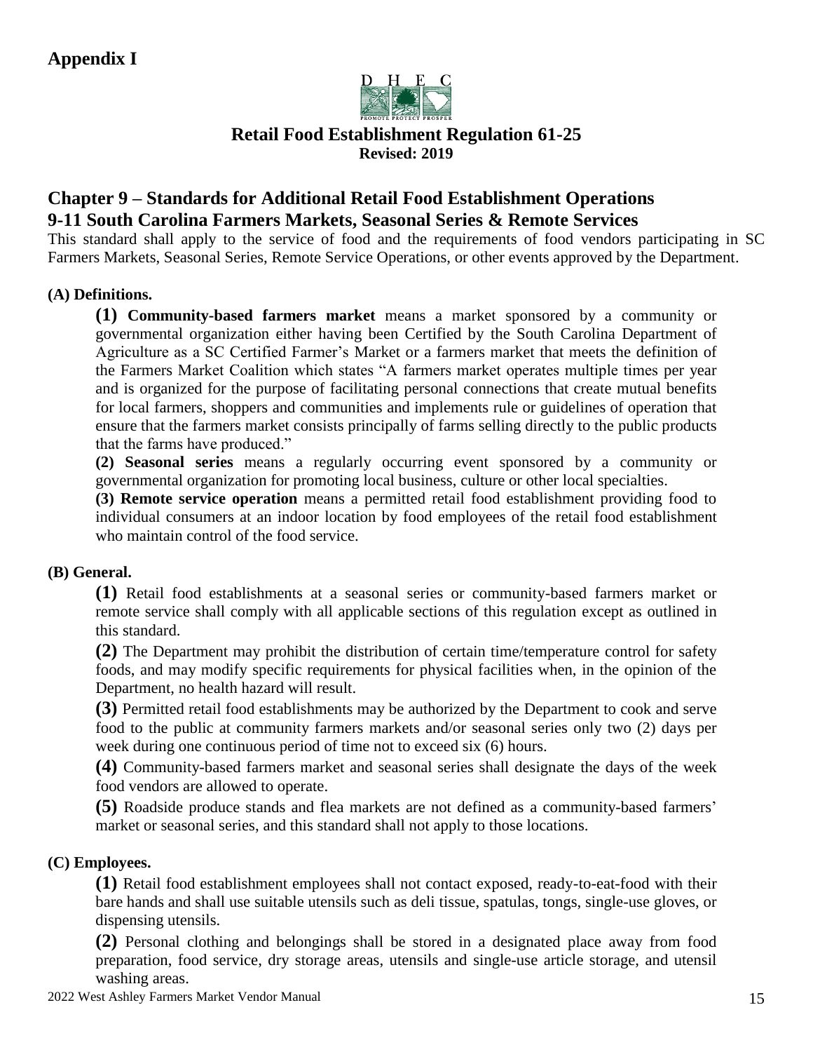# Appendix I

D H E C

PROMOTE PROTECT PROSPER

**Retail Food Establishment Regulation 61-25**
**Revised: 2019**

## Chapter 9 – Standards for Additional Retail Food Establishment Operations

## 9-11 South Carolina Farmers Markets, Seasonal Series & Remote Services

This standard shall apply to the service of food and the requirements of food vendors participating in SC Farmers Markets, Seasonal Series, Remote Service Operations, or other events approved by the Department.

### (A) Definitions.

**(1) Community-based farmers market** means a market sponsored by a community or governmental organization either having been Certified by the South Carolina Department of Agriculture as a SC Certified Farmer's Market or a farmers market that meets the definition of the Farmers Market Coalition which states "A farmers market operates multiple times per year and is organized for the purpose of facilitating personal connections that create mutual benefits for local farmers, shoppers and communities and implements rule or guidelines of operation that ensure that the farmers market consists principally of farms selling directly to the public products that the farms have produced."

**(2) Seasonal series** means a regularly occurring event sponsored by a community or governmental organization for promoting local business, culture or other local specialties.

**(3) Remote service operation** means a permitted retail food establishment providing food to individual consumers at an indoor location by food employees of the retail food establishment who maintain control of the food service.

### (B) General.

**(1)** Retail food establishments at a seasonal series or community-based farmers market or remote service shall comply with all applicable sections of this regulation except as outlined in this standard.

**(2)** The Department may prohibit the distribution of certain time/temperature control for safety foods, and may modify specific requirements for physical facilities when, in the opinion of the Department, no health hazard will result.

**(3)** Permitted retail food establishments may be authorized by the Department to cook and serve food to the public at community farmers markets and/or seasonal series only two (2) days per week during one continuous period of time not to exceed six (6) hours.

**(4)** Community-based farmers market and seasonal series shall designate the days of the week food vendors are allowed to operate.

**(5)** Roadside produce stands and flea markets are not defined as a community-based farmers' market or seasonal series, and this standard shall not apply to those locations.

### (C) Employees.

**(1)** Retail food establishment employees shall not contact exposed, ready-to-eat-food with their bare hands and shall use suitable utensils such as deli tissue, spatulas, tongs, single-use gloves, or dispensing utensils.

**(2)** Personal clothing and belongings shall be stored in a designated place away from food preparation, food service, dry storage areas, utensils and single-use article storage, and utensil washing areas.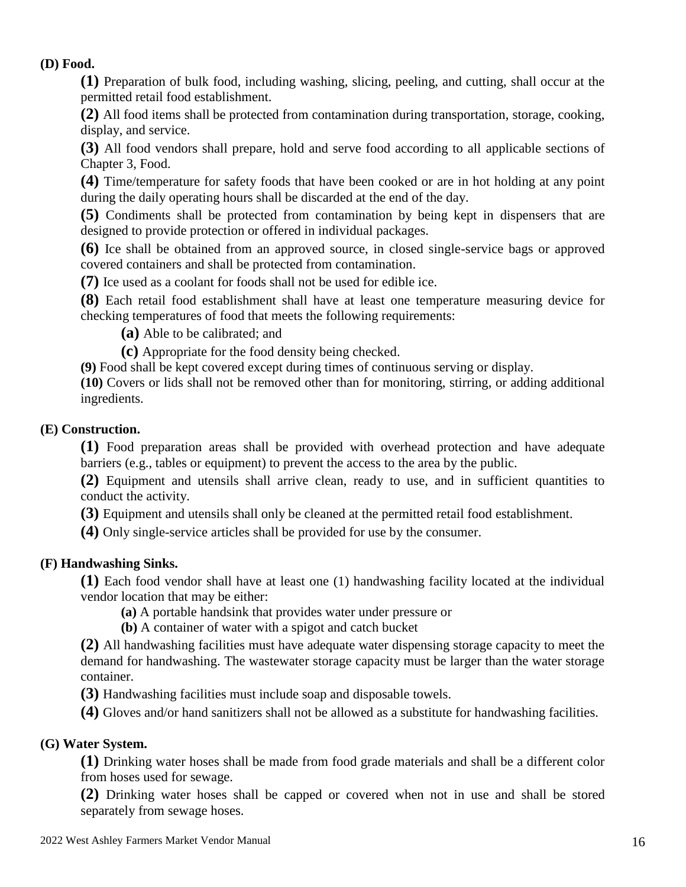**(D) Food.**

**(1)** Preparation of bulk food, including washing, slicing, peeling, and cutting, shall occur at the permitted retail food establishment.

**(2)** All food items shall be protected from contamination during transportation, storage, cooking, display, and service.

**(3)** All food vendors shall prepare, hold and serve food according to all applicable sections of Chapter 3, Food.

**(4)** Time/temperature for safety foods that have been cooked or are in hot holding at any point during the daily operating hours shall be discarded at the end of the day.

**(5)** Condiments shall be protected from contamination by being kept in dispensers that are designed to provide protection or offered in individual packages.

**(6)** Ice shall be obtained from an approved source, in closed single-service bags or approved covered containers and shall be protected from contamination.

**(7)** Ice used as a coolant for foods shall not be used for edible ice.

**(8)** Each retail food establishment shall have at least one temperature measuring device for checking temperatures of food that meets the following requirements:

- **(a)** Able to be calibrated; and
- **(c)** Appropriate for the food density being checked.

**(9)** Food shall be kept covered except during times of continuous serving or display.

**(10)** Covers or lids shall not be removed other than for monitoring, stirring, or adding additional ingredients.

**(E) Construction.**

**(1)** Food preparation areas shall be provided with overhead protection and have adequate barriers (e.g., tables or equipment) to prevent the access to the area by the public.

**(2)** Equipment and utensils shall arrive clean, ready to use, and in sufficient quantities to conduct the activity.

**(3)** Equipment and utensils shall only be cleaned at the permitted retail food establishment.

**(4)** Only single-service articles shall be provided for use by the consumer.

**(F) Handwashing Sinks.**

**(1)** Each food vendor shall have at least one (1) handwashing facility located at the individual vendor location that may be either:

- **(a)** A portable handsink that provides water under pressure or
- **(b)** A container of water with a spigot and catch bucket

**(2)** All handwashing facilities must have adequate water dispensing storage capacity to meet the demand for handwashing. The wastewater storage capacity must be larger than the water storage container.

**(3)** Handwashing facilities must include soap and disposable towels.

**(4)** Gloves and/or hand sanitizers shall not be allowed as a substitute for handwashing facilities.

**(G) Water System.**

**(1)** Drinking water hoses shall be made from food grade materials and shall be a different color from hoses used for sewage.

**(2)** Drinking water hoses shall be capped or covered when not in use and shall be stored separately from sewage hoses.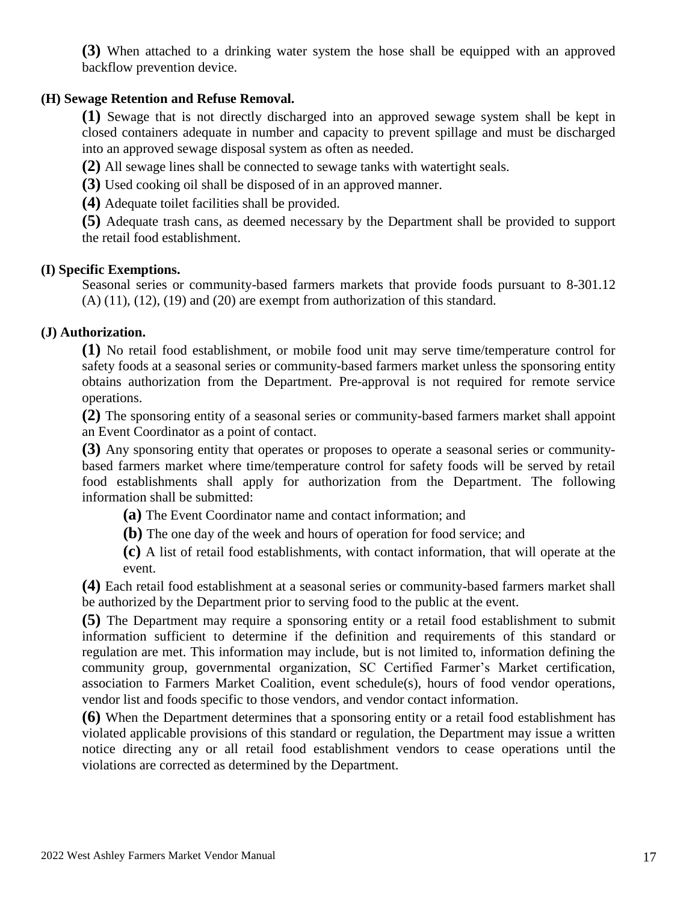**(3)** When attached to a drinking water system the hose shall be equipped with an approved backflow prevention device.

**(H) Sewage Retention and Refuse Removal.**

**(1)** Sewage that is not directly discharged into an approved sewage system shall be kept in closed containers adequate in number and capacity to prevent spillage and must be discharged into an approved sewage disposal system as often as needed.

**(2)** All sewage lines shall be connected to sewage tanks with watertight seals.

**(3)** Used cooking oil shall be disposed of in an approved manner.

**(4)** Adequate toilet facilities shall be provided.

**(5)** Adequate trash cans, as deemed necessary by the Department shall be provided to support the retail food establishment.

**(I) Specific Exemptions.**

Seasonal series or community-based farmers markets that provide foods pursuant to 8-301.12 (A) (11), (12), (19) and (20) are exempt from authorization of this standard.

**(J) Authorization.**

**(1)** No retail food establishment, or mobile food unit may serve time/temperature control for safety foods at a seasonal series or community-based farmers market unless the sponsoring entity obtains authorization from the Department. Pre-approval is not required for remote service operations.

**(2)** The sponsoring entity of a seasonal series or community-based farmers market shall appoint an Event Coordinator as a point of contact.

**(3)** Any sponsoring entity that operates or proposes to operate a seasonal series or community-based farmers market where time/temperature control for safety foods will be served by retail food establishments shall apply for authorization from the Department. The following information shall be submitted:

**(a)** The Event Coordinator name and contact information; and

**(b)** The one day of the week and hours of operation for food service; and

**(c)** A list of retail food establishments, with contact information, that will operate at the event.

**(4)** Each retail food establishment at a seasonal series or community-based farmers market shall be authorized by the Department prior to serving food to the public at the event.

**(5)** The Department may require a sponsoring entity or a retail food establishment to submit information sufficient to determine if the definition and requirements of this standard or regulation are met. This information may include, but is not limited to, information defining the community group, governmental organization, SC Certified Farmer's Market certification, association to Farmers Market Coalition, event schedule(s), hours of food vendor operations, vendor list and foods specific to those vendors, and vendor contact information.

**(6)** When the Department determines that a sponsoring entity or a retail food establishment has violated applicable provisions of this standard or regulation, the Department may issue a written notice directing any or all retail food establishment vendors to cease operations until the violations are corrected as determined by the Department.